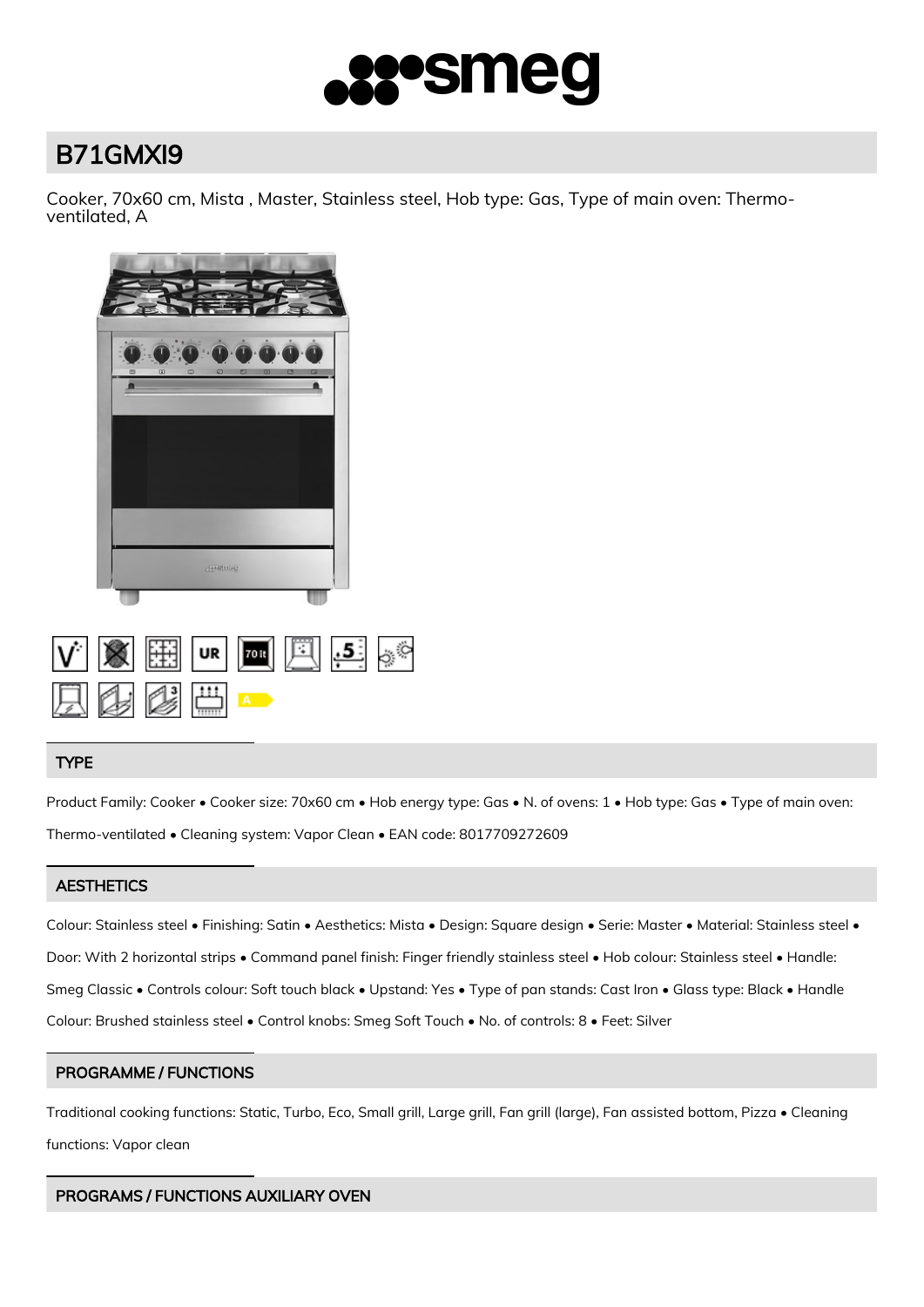# B71GMXI9

Cooker, 70x60 cm, Mista , Master, Stainless steel, Hob type: Gas, Type of main oven: Thermo-ventilated, A

## TYPE

Product Family: Cooker • Cooker size: 70x60 cm • Hob energy type: Gas • N. of ovens: 1 • Hob type: Gas • Type of main oven: Thermo-ventilated • Cleaning system: Vapor Clean • EAN code: 8017709272609

## AESTHETICS

Colour: Stainless steel • Finishing: Satin • Aesthetics: Mista • Design: Square design • Serie: Master • Material: Stainless steel • Door: With 2 horizontal strips • Command panel finish: Finger friendly stainless steel • Hob colour: Stainless steel • Handle: Smeg Classic • Controls colour: Soft touch black • Upstand: Yes • Type of pan stands: Cast Iron • Glass type: Black • Handle Colour: Brushed stainless steel • Control knobs: Smeg Soft Touch • No. of controls: 8 • Feet: Silver

## PROGRAMME / FUNCTIONS

Traditional cooking functions: Static, Turbo, Eco, Small grill, Large grill, Fan grill (large), Fan assisted bottom, Pizza • Cleaning functions: Vapor clean

## PROGRAMS / FUNCTIONS AUXILIARY OVEN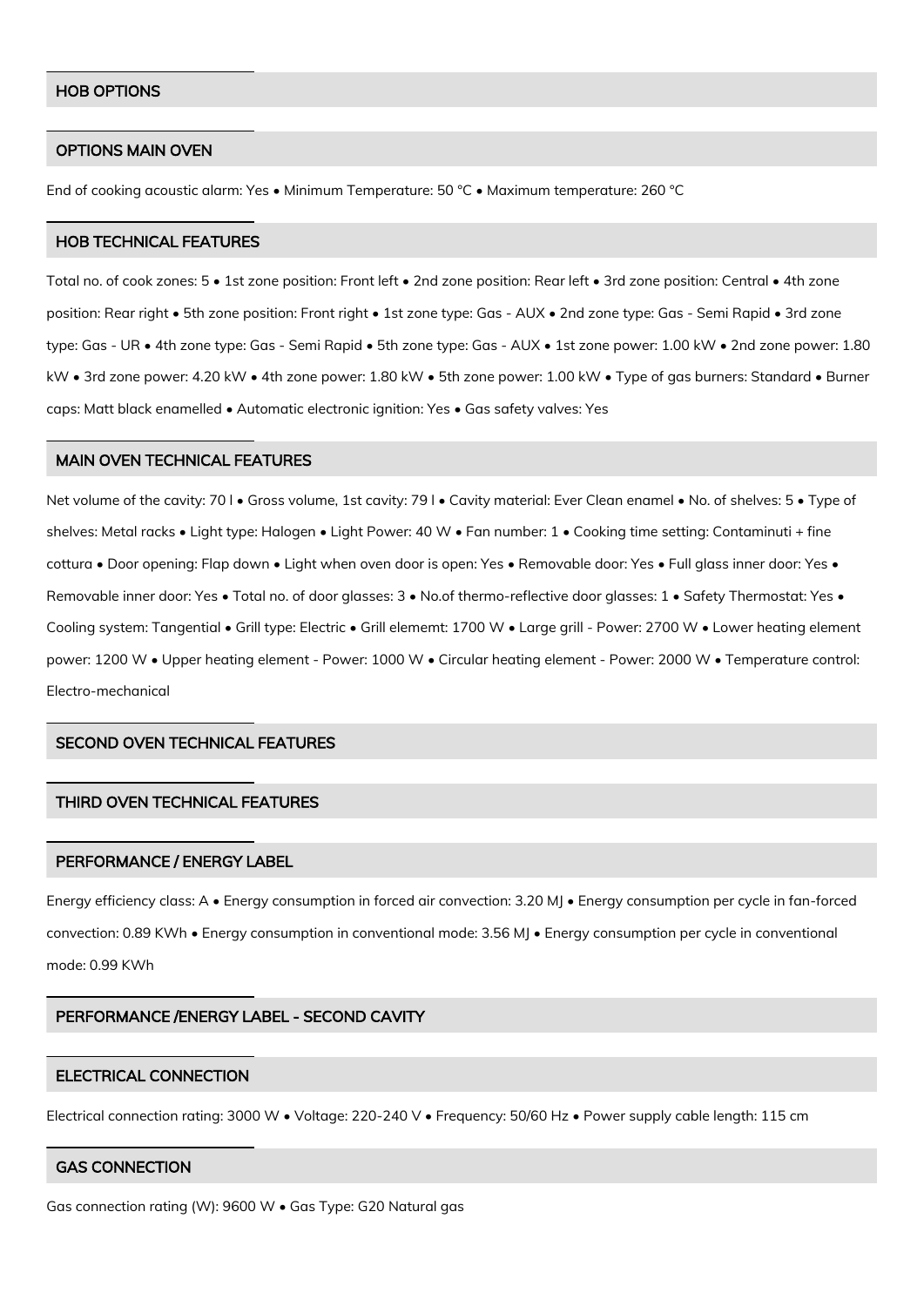## HOB OPTIONS

## OPTIONS MAIN OVEN

End of cooking acoustic alarm: Yes • Minimum Temperature: 50 °C • Maximum temperature: 260 °C

## HOB TECHNICAL FEATURES

Total no. of cook zones: 5 • 1st zone position: Front left • 2nd zone position: Rear left • 3rd zone position: Central • 4th zone position: Rear right • 5th zone position: Front right • 1st zone type: Gas - AUX • 2nd zone type: Gas - Semi Rapid • 3rd zone type: Gas - UR • 4th zone type: Gas - Semi Rapid • 5th zone type: Gas - AUX • 1st zone power: 1.00 kW • 2nd zone power: 1.80 kW • 3rd zone power: 4.20 kW • 4th zone power: 1.80 kW • 5th zone power: 1.00 kW • Type of gas burners: Standard • Burner caps: Matt black enamelled • Automatic electronic ignition: Yes • Gas safety valves: Yes

## MAIN OVEN TECHNICAL FEATURES

Net volume of the cavity: 70 l • Gross volume, 1st cavity: 79 l • Cavity material: Ever Clean enamel • No. of shelves: 5 • Type of shelves: Metal racks • Light type: Halogen • Light Power: 40 W • Fan number: 1 • Cooking time setting: Contaminuti + fine cottura • Door opening: Flap down • Light when oven door is open: Yes • Removable door: Yes • Full glass inner door: Yes • Removable inner door: Yes • Total no. of door glasses: 3 • No.of thermo-reflective door glasses: 1 • Safety Thermostat: Yes • Cooling system: Tangential • Grill type: Electric • Grill elememt: 1700 W • Large grill - Power: 2700 W • Lower heating element power: 1200 W • Upper heating element - Power: 1000 W • Circular heating element - Power: 2000 W • Temperature control: Electro-mechanical

## SECOND OVEN TECHNICAL FEATURES

## THIRD OVEN TECHNICAL FEATURES

## PERFORMANCE / ENERGY LABEL

Energy efficiency class: A • Energy consumption in forced air convection: 3.20 MJ • Energy consumption per cycle in fan-forced convection: 0.89 KWh • Energy consumption in conventional mode: 3.56 MJ • Energy consumption per cycle in conventional mode: 0.99 KWh

## PERFORMANCE /ENERGY LABEL - SECOND CAVITY

## ELECTRICAL CONNECTION

Electrical connection rating: 3000 W • Voltage: 220-240 V • Frequency: 50/60 Hz • Power supply cable length: 115 cm

## GAS CONNECTION

Gas connection rating (W): 9600 W • Gas Type: G20 Natural gas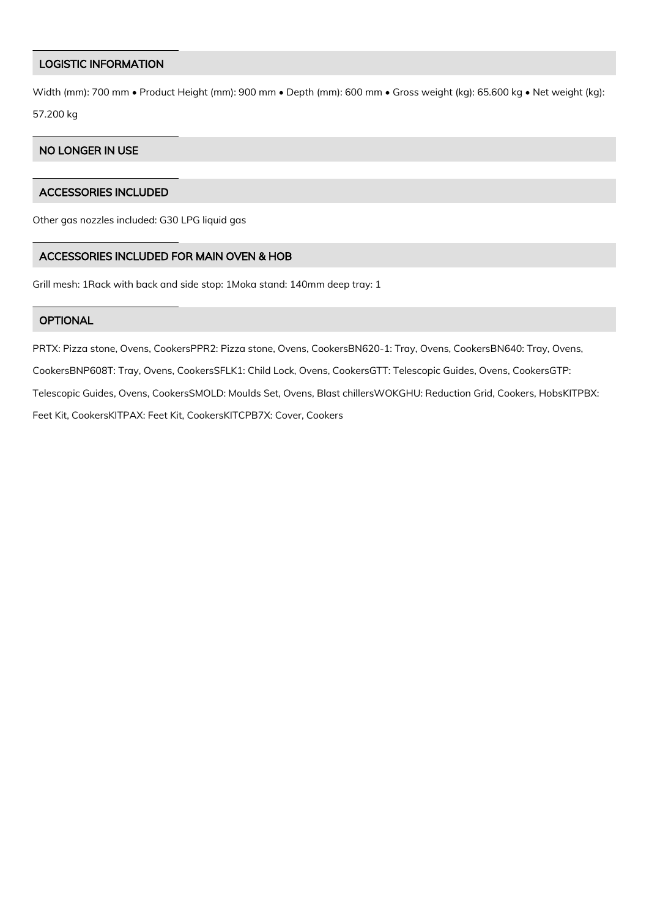## LOGISTIC INFORMATION

Width (mm): 700 mm • Product Height (mm): 900 mm • Depth (mm): 600 mm • Gross weight (kg): 65.600 kg • Net weight (kg): 57.200 kg

## NO LONGER IN USE

## ACCESSORIES INCLUDED

Other gas nozzles included: G30 LPG liquid gas

## ACCESSORIES INCLUDED FOR MAIN OVEN & HOB

Grill mesh: 1Rack with back and side stop: 1Moka stand: 140mm deep tray: 1

## OPTIONAL

PRTX: Pizza stone, Ovens, CookersPPR2: Pizza stone, Ovens, CookersBN620-1: Tray, Ovens, CookersBN640: Tray, Ovens, CookersBNP608T: Tray, Ovens, CookersSFLK1: Child Lock, Ovens, CookersGTT: Telescopic Guides, Ovens, CookersGTP: Telescopic Guides, Ovens, CookersSMOLD: Moulds Set, Ovens, Blast chillersWOKGHU: Reduction Grid, Cookers, HobsKITPBX: Feet Kit, CookersKITPAX: Feet Kit, CookersKITCPB7X: Cover, Cookers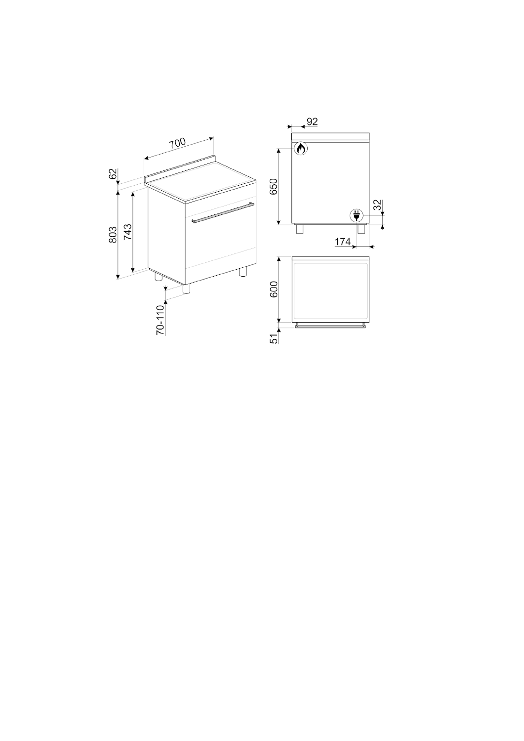700

62

803

743

70-110

92

650

32

174

600

51